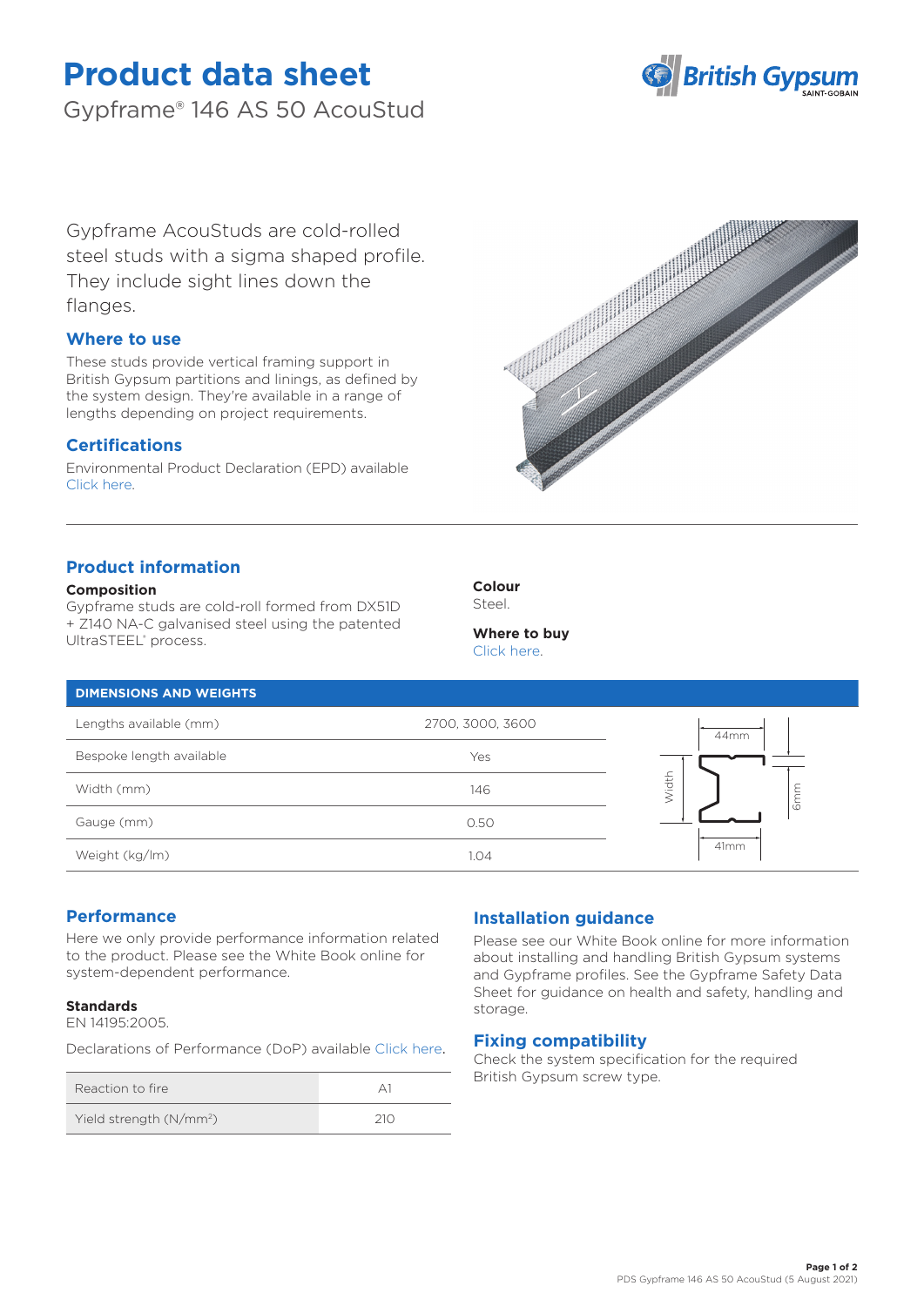# Product data sheet

## Gypframe® 146 AS 50 AcouStud

Gypframe AcouStuds are cold-rolled steel studs with a sigma shaped profile. They include sight lines down the flanges.

### Where to use

These studs provide vertical framing support in British Gypsum partitions and linings, as defined by the system design. They're available in a range of lengths depending on project requirements.

### Certifications

Environmental Product Declaration (EPD) available Click here.

## Product information

**Composition**

Gypframe studs are cold-roll formed from DX51D + Z140 NA-C galvanised steel using the patented UltraSTEEL® process.

**Colour**

Steel.

**Where to buy**

Click here.

| DIMENSIONS AND WEIGHTS | |
|---|---|
| Lengths available (mm) | 2700, 3000, 3600 |
| Bespoke length available | Yes |
| Width (mm) | 146 |
| Gauge (mm) | 0.50 |
| Weight (kg/lm) | 1.04 |

44mm, 41mm, 6mm, Width

### Performance

Here we only provide performance information related to the product. Please see the White Book online for system-dependent performance.

**Standards**

EN 14195:2005.

Declarations of Performance (DoP) available Click here.

| | |
|---|---|
| Reaction to fire | A1 |
| Yield strength (N/mm²) | 210 |

### Installation guidance

Please see our White Book online for more information about installing and handling British Gypsum systems and Gypframe profiles. See the Gypframe Safety Data Sheet for guidance on health and safety, handling and storage.

### Fixing compatibility

Check the system specification for the required British Gypsum screw type.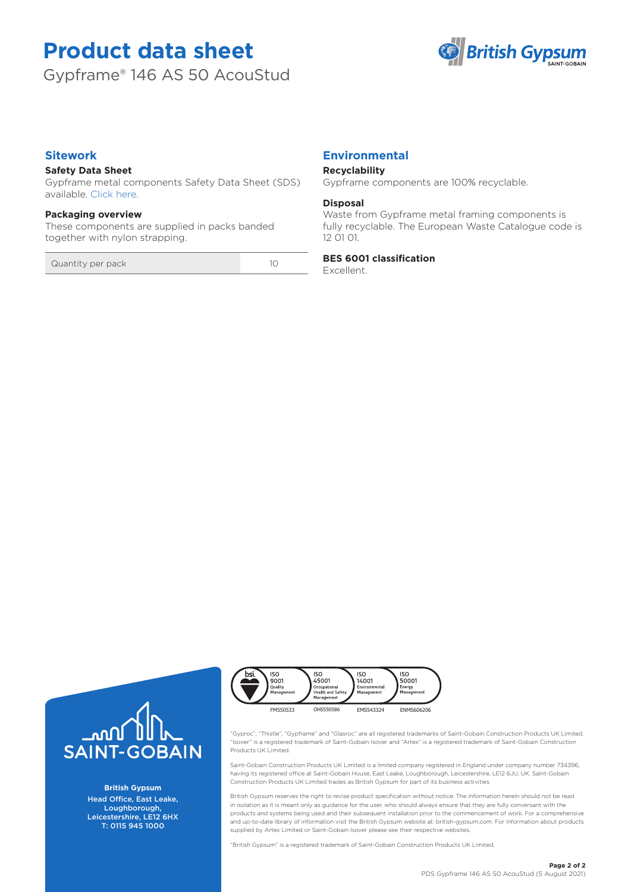# Product data sheet

Gypframe® 146 AS 50 AcouStud

## Sitework

**Safety Data Sheet**

Gypframe metal components Safety Data Sheet (SDS) available. Click here.

**Packaging overview**

These components are supplied in packs banded together with nylon strapping.

| | |
|---|---|
| Quantity per pack | 10 |

## Environmental

**Recyclability**

Gypframe components are 100% recyclable.

**Disposal**

Waste from Gypframe metal framing components is fully recyclable. The European Waste Catalogue code is 12 01 01.

**BES 6001 classification**

Excellent.

**British Gypsum**
Head Office, East Leake,
Loughborough,
Leicestershire, LE12 6HX
T: 0115 945 1000

ISO 9001 Quality Management FM550533
ISO 45001 Occupational Health and Safety Management OHS550586
ISO 14001 Environmental Management EMS543324
ISO 50001 Energy Management ENMS606206

"Gyproc", "Thistle", "Gypframe" and "Glasroc" are all registered trademarks of Saint-Gobain Construction Products UK Limited. "Isover" is a registered trademark of Saint-Gobain Isover and "Artex" is a registered trademark of Saint-Gobain Construction Products UK Limited.

Saint-Gobain Construction Products UK Limited is a limited company registered in England under company number 734396, having its registered office at Saint-Gobain House, East Leake, Loughborough, Leicestershire, LE12 6JU, UK. Saint-Gobain Construction Products UK Limited trades as British Gypsum for part of its business activities.

British Gypsum reserves the right to revise product specification without notice. The information herein should not be read in isolation as it is meant only as guidance for the user, who should always ensure that they are fully conversant with the products and systems being used and their subsequent installation prior to the commencement of work. For a comprehensive and up-to-date library of information visit the British Gypsum website at: british-gypsum.com. For information about products supplied by Artex Limited or Saint-Gobain Isover please see their respective websites.

"British Gypsum" is a registered trademark of Saint-Gobain Construction Products UK Limited.

PDS Gypframe 146 AS 50 AcouStud (5 August 2021)